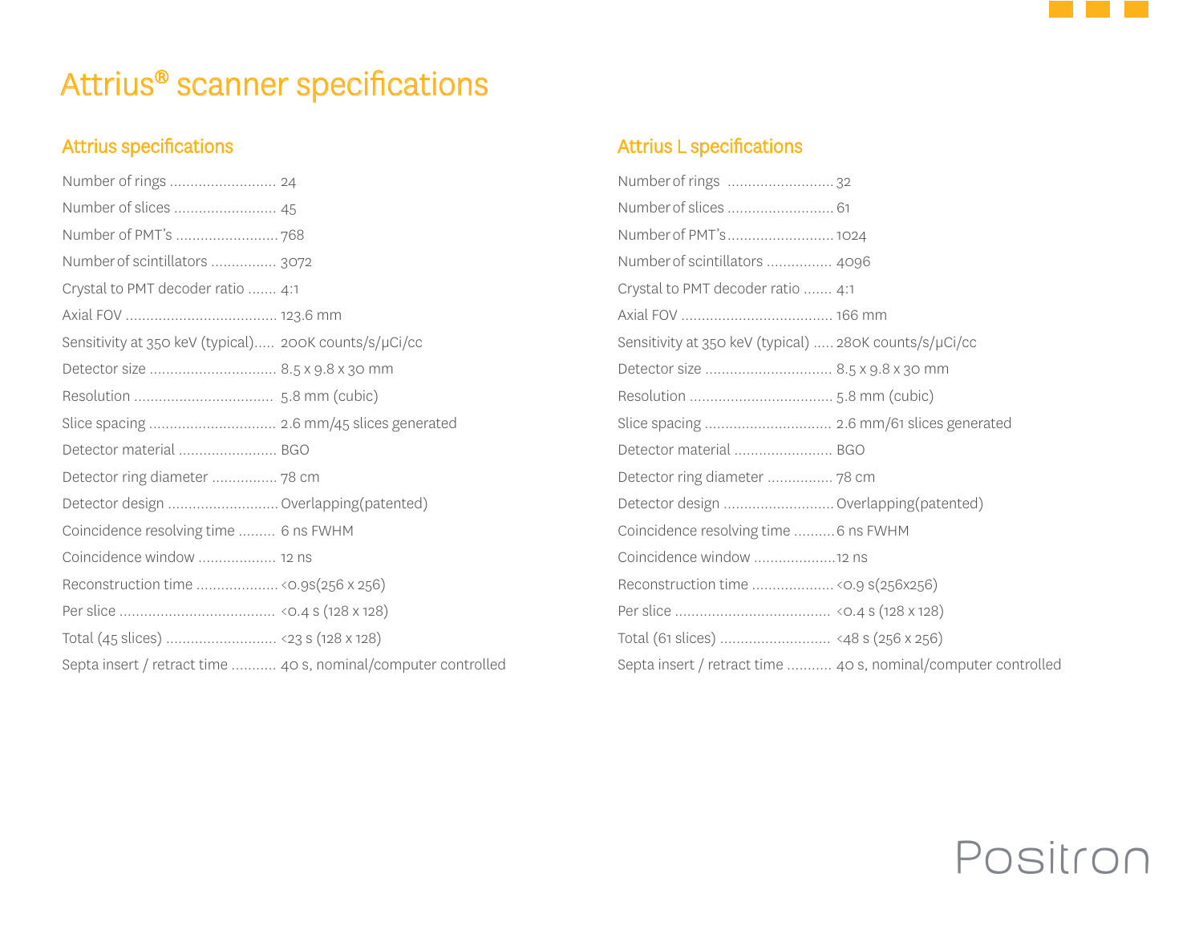# Attrius® scanner specifications

## Attrius specifications

Number of rings .......................... 24

Number of slices ......................... 45

Number of PMT's ......................... 768

Number of scintillators ................ 3072

Crystal to PMT decoder ratio ....... 4:1

Axial FOV ..................................... 123.6 mm

Sensitivity at 350 keV (typical)..... 200K counts/s/µCi/cc

Detector size ............................... 8.5 x 9.8 x 30 mm

Resolution .................................. 5.8 mm (cubic)

Slice spacing ............................... 2.6 mm/45 slices generated

Detector material ........................ BGO

Detector ring diameter ................ 78 cm

Detector design ........................... Overlapping(patented)

Coincidence resolving time ......... 6 ns FWHM

Coincidence window ................... 12 ns

Reconstruction time .................... <0.9s(256 x 256)

Per slice ...................................... <0.4 s (128 x 128)

Total (45 slices) ........................... <23 s (128 x 128)

Septa insert / retract time ........... 40 s, nominal/computer controlled

## Attrius L specifications

Number of rings .......................... 32

Number of slices ......................... 61

Number of PMT's ......................... 1024

Number of scintillators ................ 4096

Crystal to PMT decoder ratio ....... 4:1

Axial FOV ..................................... 166 mm

Sensitivity at 350 keV (typical) ..... 280K counts/s/µCi/cc

Detector size ............................... 8.5 x 9.8 x 30 mm

Resolution .................................. 5.8 mm (cubic)

Slice spacing ............................... 2.6 mm/61 slices generated

Detector material ........................ BGO

Detector ring diameter ................ 78 cm

Detector design ........................... Overlapping(patented)

Coincidence resolving time .......... 6 ns FWHM

Coincidence window ....................12 ns

Reconstruction time .................... <0.9 s(256x256)

Per slice ...................................... <0.4 s (128 x 128)

Total (61 slices) ........................... <48 s (256 x 256)

Septa insert / retract time ........... 40 s, nominal/computer controlled

Positron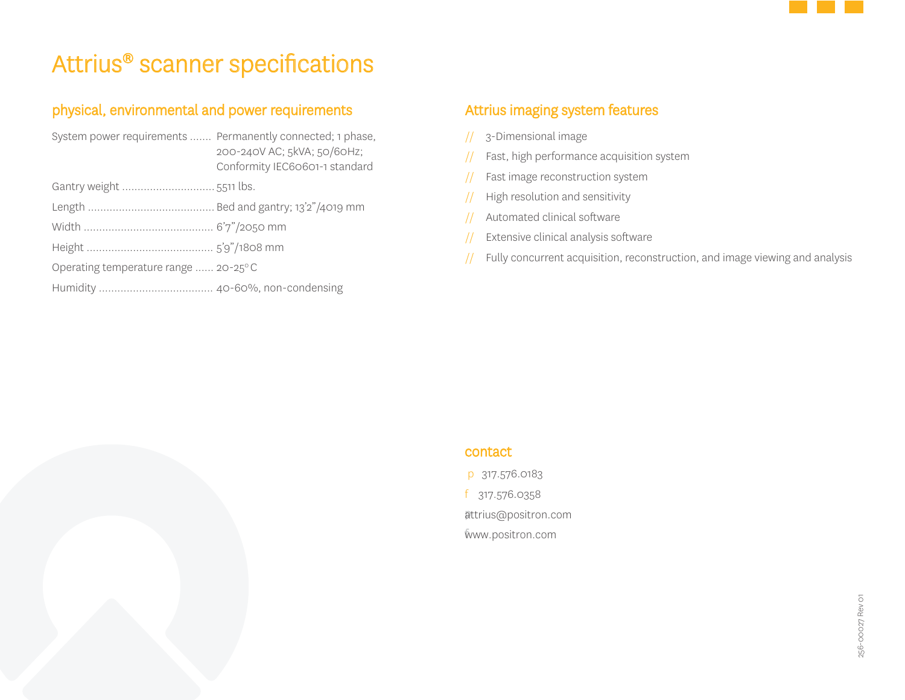# Attrius® scanner specifications

## physical, environmental and power requirements

| | |
|---|---|
| System power requirements | Permanently connected; 1 phase, 200-240V AC; 5kVA; 50/60Hz; Conformity IEC60601-1 standard |
| Gantry weight | 5511 lbs. |
| Length | Bed and gantry; 13'2"/4019 mm |
| Width | 6'7"/2050 mm |
| Height | 5'9"/1808 mm |
| Operating temperature range | 20-25° C |
| Humidity | 40-60%, non-condensing |

## Attrius imaging system features

- 3-Dimensional image
- Fast, high performance acquisition system
- Fast image reconstruction system
- High resolution and sensitivity
- Automated clinical software
- Extensive clinical analysis software
- Fully concurrent acquisition, reconstruction, and image viewing and analysis

## contact

p 317.576.0183

f 317.576.0358

e attrius@positron.com

w www.positron.com

256-00027 Rev 01